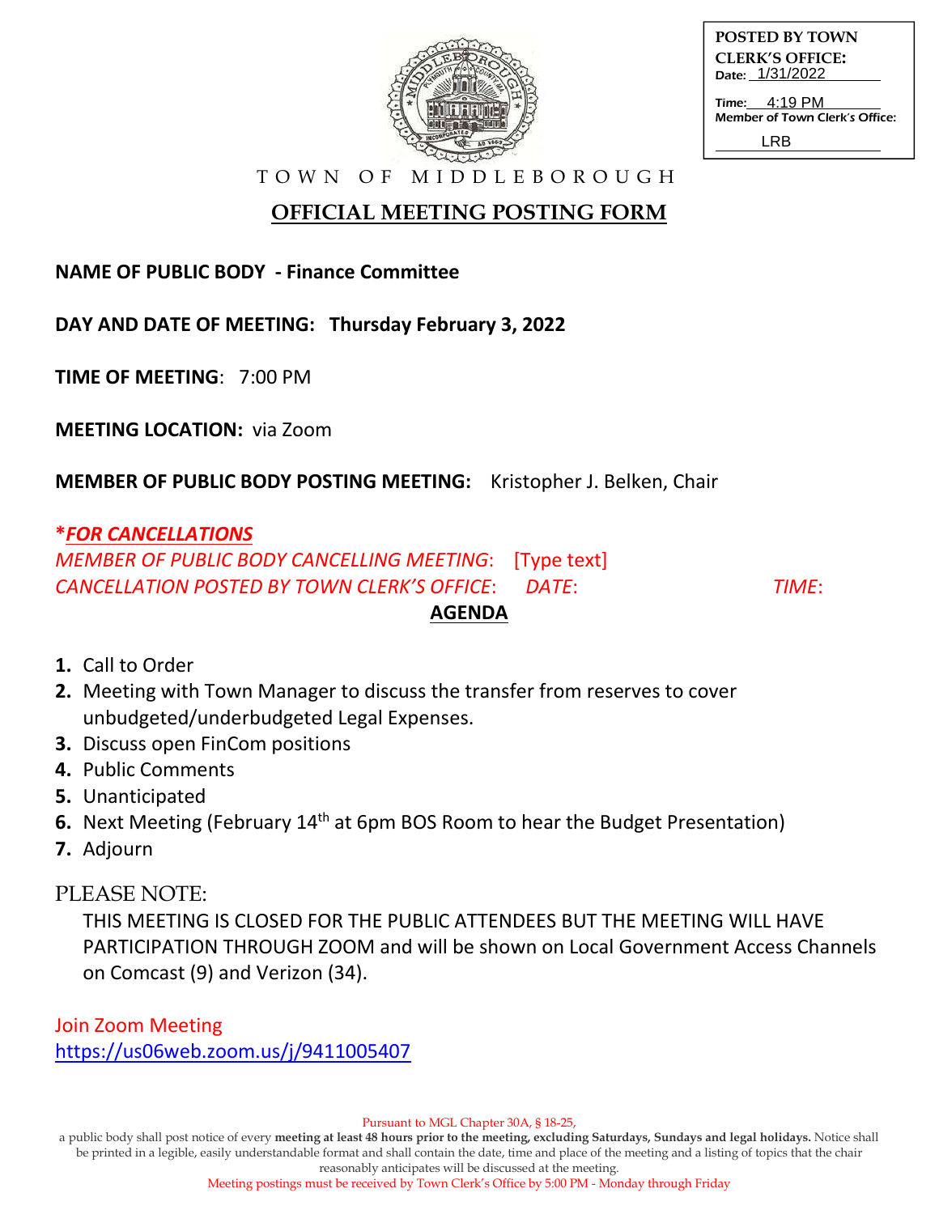POSTED BY TOWN CLERK'S OFFICE:
Date: 1/31/2022
Time: 4:19 PM
Member of Town Clerk's Office: LRB

TOWN OF MIDDLEBOROUGH

# OFFICIAL MEETING POSTING FORM

**NAME OF PUBLIC BODY - Finance Committee**

**DAY AND DATE OF MEETING: Thursday February 3, 2022**

**TIME OF MEETING**: 7:00 PM

**MEETING LOCATION:** via Zoom

**MEMBER OF PUBLIC BODY POSTING MEETING:** Kristopher J. Belken, Chair

***FOR CANCELLATIONS***

*MEMBER OF PUBLIC BODY CANCELLING MEETING*: [Type text]

*CANCELLATION POSTED BY TOWN CLERK'S OFFICE*: *DATE*: *TIME*:

## AGENDA

1. Call to Order
2. Meeting with Town Manager to discuss the transfer from reserves to cover unbudgeted/underbudgeted Legal Expenses.
3. Discuss open FinCom positions
4. Public Comments
5. Unanticipated
6. Next Meeting (February 14th at 6pm BOS Room to hear the Budget Presentation)
7. Adjourn

PLEASE NOTE:

THIS MEETING IS CLOSED FOR THE PUBLIC ATTENDEES BUT THE MEETING WILL HAVE PARTICIPATION THROUGH ZOOM and will be shown on Local Government Access Channels on Comcast (9) and Verizon (34).

Join Zoom Meeting
https://us06web.zoom.us/j/9411005407

Pursuant to MGL Chapter 30A, § 18-25,
a public body shall post notice of every **meeting at least 48 hours prior to the meeting, excluding Saturdays, Sundays and legal holidays.** Notice shall be printed in a legible, easily understandable format and shall contain the date, time and place of the meeting and a listing of topics that the chair reasonably anticipates will be discussed at the meeting.
Meeting postings must be received by Town Clerk's Office by 5:00 PM - Monday through Friday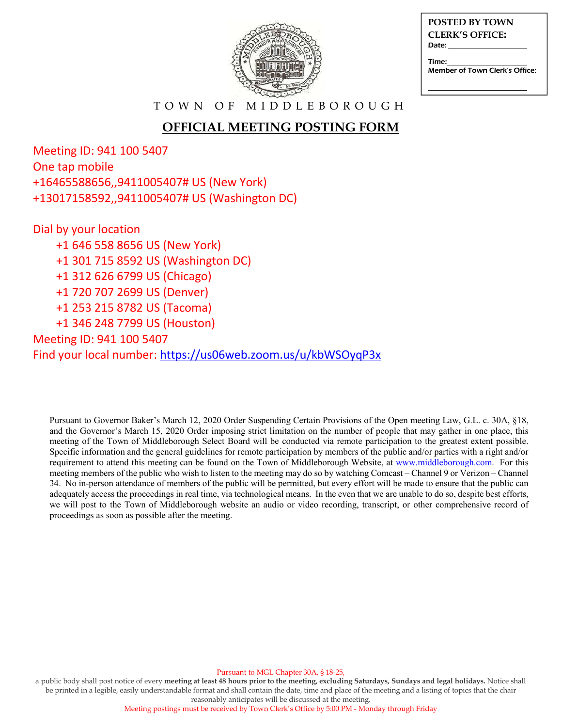**POSTED BY TOWN CLERK'S OFFICE:**
Date: ___________________

Time: ___________________
Member of Town Clerk's Office:

___________________

TOWN OF MIDDLEBOROUGH

# OFFICIAL MEETING POSTING FORM

Meeting ID: 941 100 5407
One tap mobile
+16465588656,,9411005407# US (New York)
+13017158592,,9411005407# US (Washington DC)

Dial by your location
+1 646 558 8656 US (New York)
+1 301 715 8592 US (Washington DC)
+1 312 626 6799 US (Chicago)
+1 720 707 2699 US (Denver)
+1 253 215 8782 US (Tacoma)
+1 346 248 7799 US (Houston)
Meeting ID: 941 100 5407
Find your local number: https://us06web.zoom.us/u/kbWSOyqP3x

Pursuant to Governor Baker's March 12, 2020 Order Suspending Certain Provisions of the Open meeting Law, G.L. c. 30A, §18, and the Governor's March 15, 2020 Order imposing strict limitation on the number of people that may gather in one place, this meeting of the Town of Middleborough Select Board will be conducted via remote participation to the greatest extent possible. Specific information and the general guidelines for remote participation by members of the public and/or parties with a right and/or requirement to attend this meeting can be found on the Town of Middleborough Website, at www.middleborough.com. For this meeting members of the public who wish to listen to the meeting may do so by watching Comcast – Channel 9 or Verizon – Channel 34. No in-person attendance of members of the public will be permitted, but every effort will be made to ensure that the public can adequately access the proceedings in real time, via technological means. In the even that we are unable to do so, despite best efforts, we will post to the Town of Middleborough website an audio or video recording, transcript, or other comprehensive record of proceedings as soon as possible after the meeting.

Pursuant to MGL Chapter 30A, § 18-25,
a public body shall post notice of every **meeting at least 48 hours prior to the meeting, excluding Saturdays, Sundays and legal holidays.** Notice shall be printed in a legible, easily understandable format and shall contain the date, time and place of the meeting and a listing of topics that the chair reasonably anticipates will be discussed at the meeting.
Meeting postings must be received by Town Clerk's Office by 5:00 PM - Monday through Friday